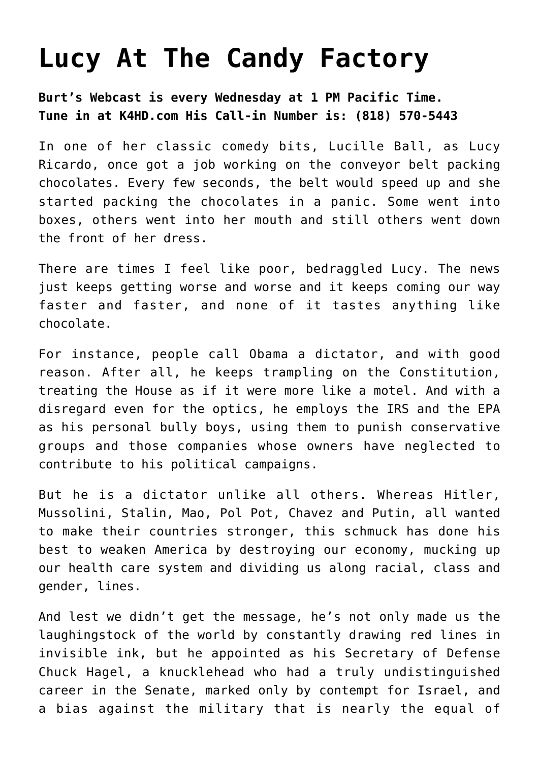# Lucy At The Candy Factory

**Burt's Webcast is every Wednesday at 1 PM Pacific Time. Tune in at K4HD.com His Call-in Number is: (818) 570-5443**

In one of her classic comedy bits, Lucille Ball, as Lucy Ricardo, once got a job working on the conveyor belt packing chocolates. Every few seconds, the belt would speed up and she started packing the chocolates in a panic. Some went into boxes, others went into her mouth and still others went down the front of her dress.

There are times I feel like poor, bedraggled Lucy. The news just keeps getting worse and worse and it keeps coming our way faster and faster, and none of it tastes anything like chocolate.

For instance, people call Obama a dictator, and with good reason. After all, he keeps trampling on the Constitution, treating the House as if it were more like a motel. And with a disregard even for the optics, he employs the IRS and the EPA as his personal bully boys, using them to punish conservative groups and those companies whose owners have neglected to contribute to his political campaigns.

But he is a dictator unlike all others. Whereas Hitler, Mussolini, Stalin, Mao, Pol Pot, Chavez and Putin, all wanted to make their countries stronger, this schmuck has done his best to weaken America by destroying our economy, mucking up our health care system and dividing us along racial, class and gender, lines.

And lest we didn't get the message, he's not only made us the laughingstock of the world by constantly drawing red lines in invisible ink, but he appointed as his Secretary of Defense Chuck Hagel, a knucklehead who had a truly undistinguished career in the Senate, marked only by contempt for Israel, and a bias against the military that is nearly the equal of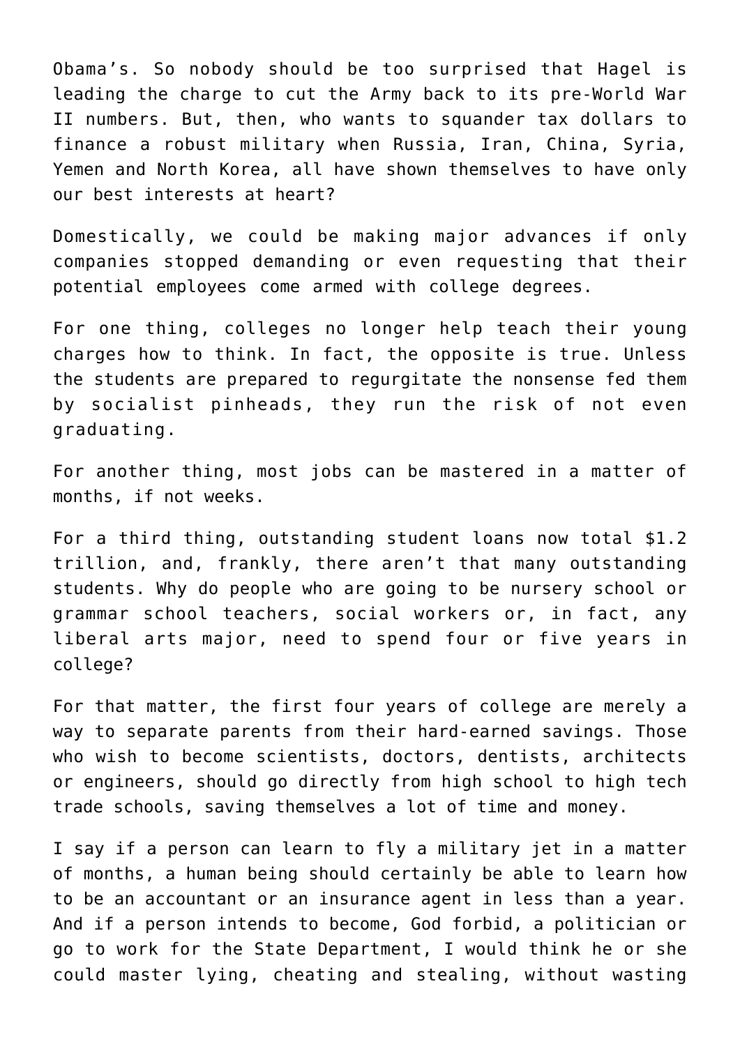Obama's. So nobody should be too surprised that Hagel is leading the charge to cut the Army back to its pre-World War II numbers. But, then, who wants to squander tax dollars to finance a robust military when Russia, Iran, China, Syria, Yemen and North Korea, all have shown themselves to have only our best interests at heart?

Domestically, we could be making major advances if only companies stopped demanding or even requesting that their potential employees come armed with college degrees.

For one thing, colleges no longer help teach their young charges how to think. In fact, the opposite is true. Unless the students are prepared to regurgitate the nonsense fed them by socialist pinheads, they run the risk of not even graduating.

For another thing, most jobs can be mastered in a matter of months, if not weeks.

For a third thing, outstanding student loans now total $1.2 trillion, and, frankly, there aren't that many outstanding students. Why do people who are going to be nursery school or grammar school teachers, social workers or, in fact, any liberal arts major, need to spend four or five years in college?

For that matter, the first four years of college are merely a way to separate parents from their hard-earned savings. Those who wish to become scientists, doctors, dentists, architects or engineers, should go directly from high school to high tech trade schools, saving themselves a lot of time and money.

I say if a person can learn to fly a military jet in a matter of months, a human being should certainly be able to learn how to be an accountant or an insurance agent in less than a year. And if a person intends to become, God forbid, a politician or go to work for the State Department, I would think he or she could master lying, cheating and stealing, without wasting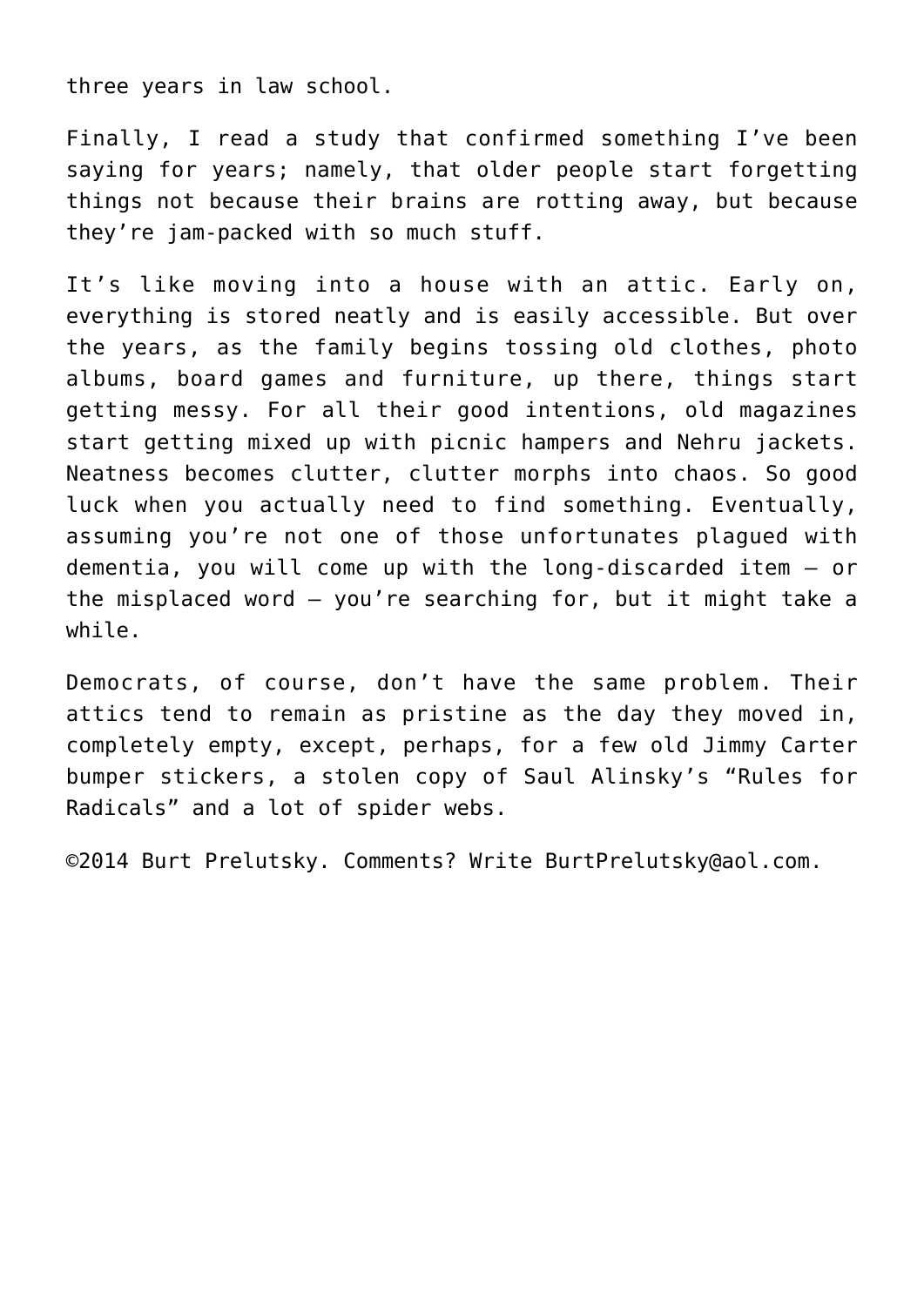three years in law school.

Finally, I read a study that confirmed something I've been saying for years; namely, that older people start forgetting things not because their brains are rotting away, but because they're jam-packed with so much stuff.

It's like moving into a house with an attic. Early on, everything is stored neatly and is easily accessible. But over the years, as the family begins tossing old clothes, photo albums, board games and furniture, up there, things start getting messy. For all their good intentions, old magazines start getting mixed up with picnic hampers and Nehru jackets. Neatness becomes clutter, clutter morphs into chaos. So good luck when you actually need to find something. Eventually, assuming you're not one of those unfortunates plagued with dementia, you will come up with the long-discarded item – or the misplaced word – you're searching for, but it might take a while.

Democrats, of course, don't have the same problem. Their attics tend to remain as pristine as the day they moved in, completely empty, except, perhaps, for a few old Jimmy Carter bumper stickers, a stolen copy of Saul Alinsky's "Rules for Radicals" and a lot of spider webs.

©2014 Burt Prelutsky. Comments? Write BurtPrelutsky@aol.com.